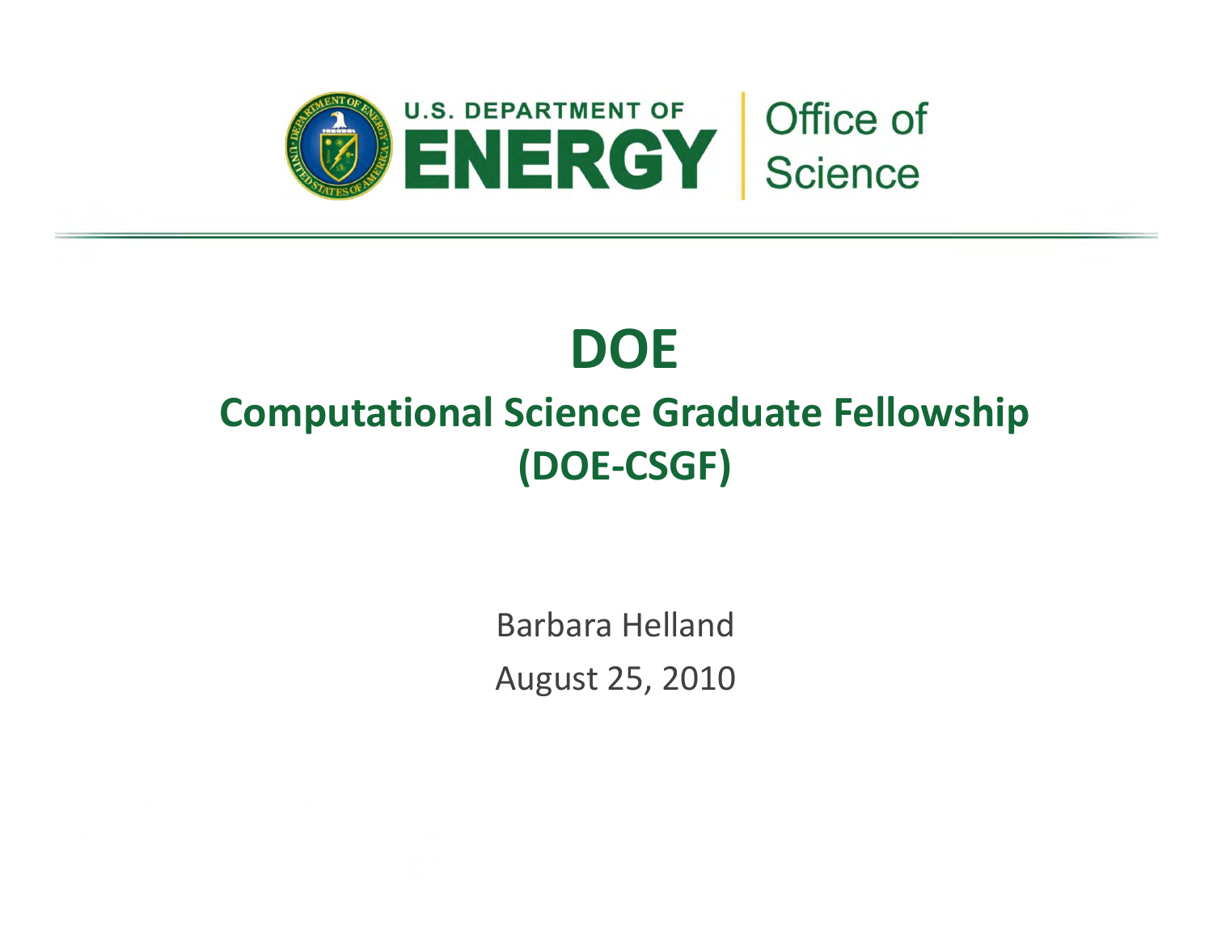U.S. DEPARTMENT OF ENERGY | Office of Science

# DOE

## Computational Science Graduate Fellowship (DOE-CSGF)

Barbara Helland

August 25, 2010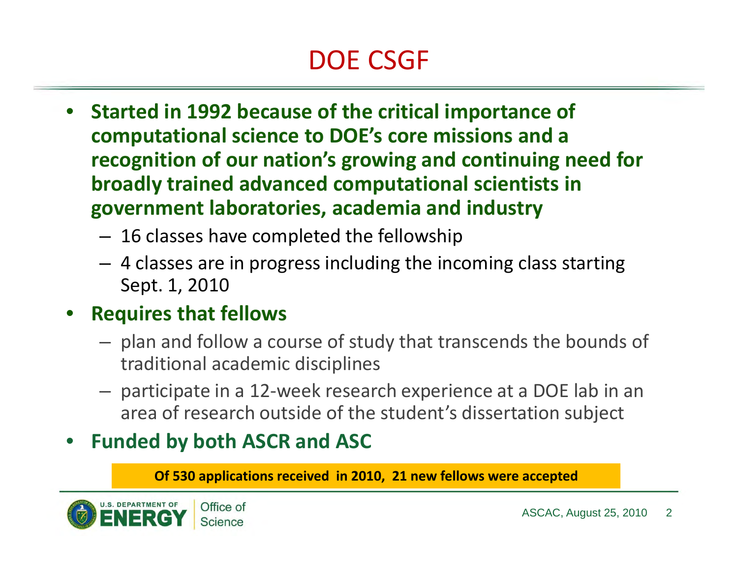# DOE CSGF

- **Started in 1992 because of the critical importance of computational science to DOE's core missions and a recognition of our nation's growing and continuing need for broadly trained advanced computational scientists in government laboratories, academia and industry**
  - 16 classes have completed the fellowship
  - 4 classes are in progress including the incoming class starting Sept. 1, 2010
- **Requires that fellows**
  - plan and follow a course of study that transcends the bounds of traditional academic disciplines
  - participate in a 12-week research experience at a DOE lab in an area of research outside of the student's dissertation subject
- **Funded by both ASCR and ASC**

**Of 530 applications received in 2010, 21 new fellows were accepted**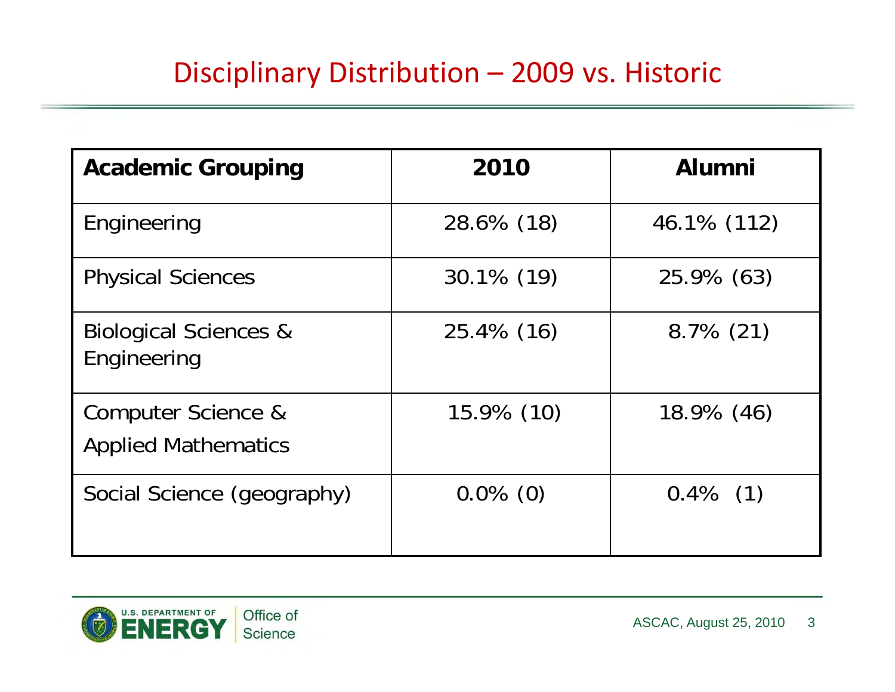# Disciplinary Distribution – 2009 vs. Historic

| Academic Grouping | 2010 | Alumni |
| --- | --- | --- |
| Engineering | 28.6% (18) | 46.1% (112) |
| Physical Sciences | 30.1% (19) | 25.9% (63) |
| Biological Sciences & Engineering | 25.4% (16) | 8.7% (21) |
| Computer Science & Applied Mathematics | 15.9% (10) | 18.9% (46) |
| Social Science (geography) | 0.0% (0) | 0.4% (1) |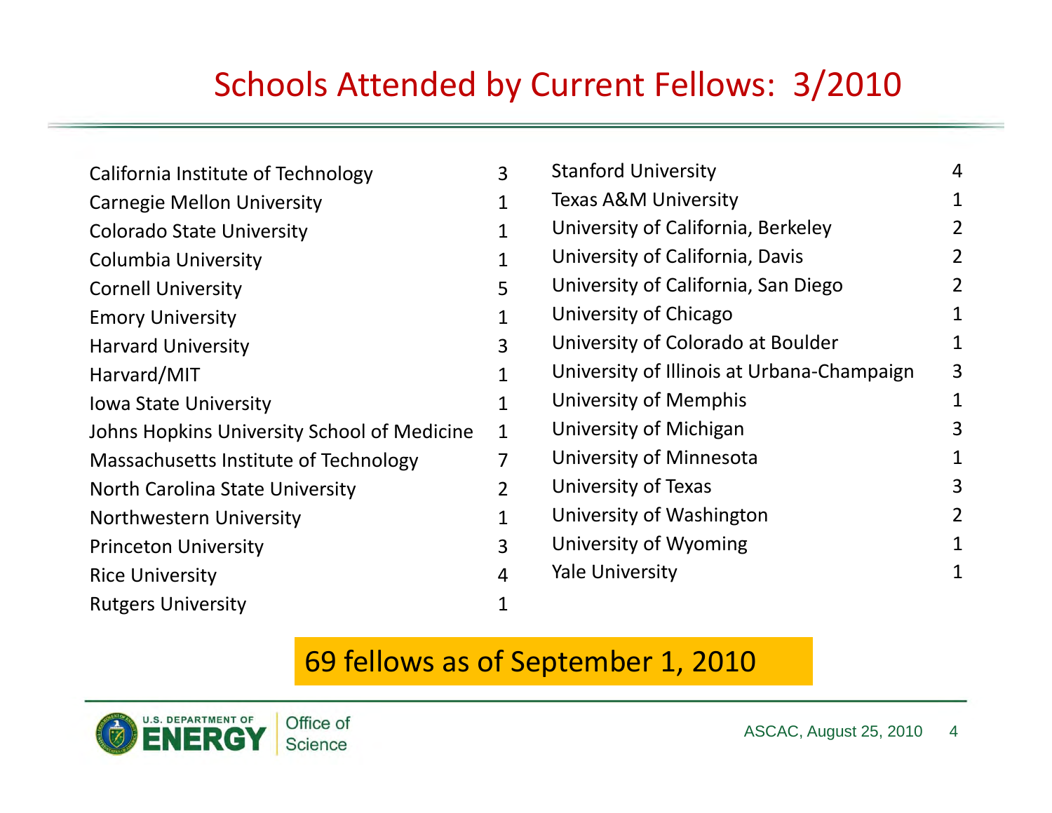# Schools Attended by Current Fellows: 3/2010

| School | Fellows |
|---|---|
| California Institute of Technology | 3 |
| Carnegie Mellon University | 1 |
| Colorado State University | 1 |
| Columbia University | 1 |
| Cornell University | 5 |
| Emory University | 1 |
| Harvard University | 3 |
| Harvard/MIT | 1 |
| Iowa State University | 1 |
| Johns Hopkins University School of Medicine | 1 |
| Massachusetts Institute of Technology | 7 |
| North Carolina State University | 2 |
| Northwestern University | 1 |
| Princeton University | 3 |
| Rice University | 4 |
| Rutgers University | 1 |
| Stanford University | 4 |
| Texas A&M University | 1 |
| University of California, Berkeley | 2 |
| University of California, Davis | 2 |
| University of California, San Diego | 2 |
| University of Chicago | 1 |
| University of Colorado at Boulder | 1 |
| University of Illinois at Urbana-Champaign | 3 |
| University of Memphis | 1 |
| University of Michigan | 3 |
| University of Minnesota | 1 |
| University of Texas | 3 |
| University of Washington | 2 |
| University of Wyoming | 1 |
| Yale University | 1 |

**69 fellows as of September 1, 2010**

U.S. Department of Energy — Office of Science

ASCAC, August 25, 2010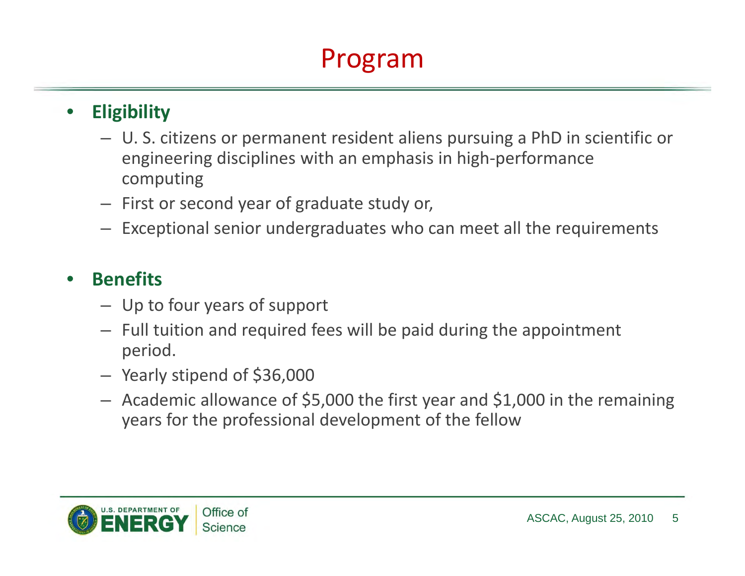# Program

- **Eligibility**
  - U. S. citizens or permanent resident aliens pursuing a PhD in scientific or engineering disciplines with an emphasis in high-performance computing
  - First or second year of graduate study or,
  - Exceptional senior undergraduates who can meet all the requirements

- **Benefits**
  - Up to four years of support
  - Full tuition and required fees will be paid during the appointment period.
  - Yearly stipend of $36,000
  - Academic allowance of $5,000 the first year and $1,000 in the remaining years for the professional development of the fellow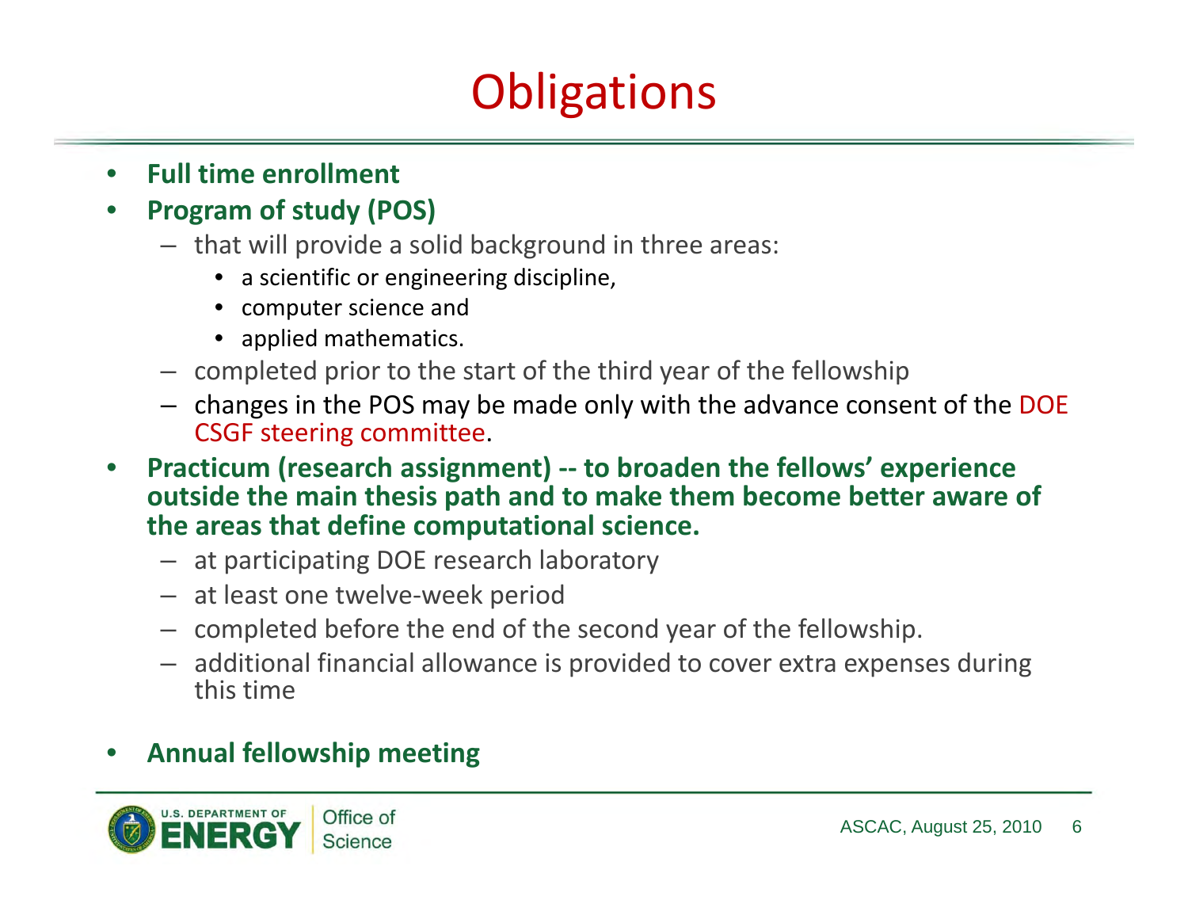# Obligations

- **Full time enrollment**
- **Program of study (POS)**
  - that will provide a solid background in three areas:
    - a scientific or engineering discipline,
    - computer science and
    - applied mathematics.
  - completed prior to the start of the third year of the fellowship
  - changes in the POS may be made only with the advance consent of the DOE CSGF steering committee.
- **Practicum (research assignment) -- to broaden the fellows' experience outside the main thesis path and to make them become better aware of the areas that define computational science.**
  - at participating DOE research laboratory
  - at least one twelve-week period
  - completed before the end of the second year of the fellowship.
  - additional financial allowance is provided to cover extra expenses during this time
- **Annual fellowship meeting**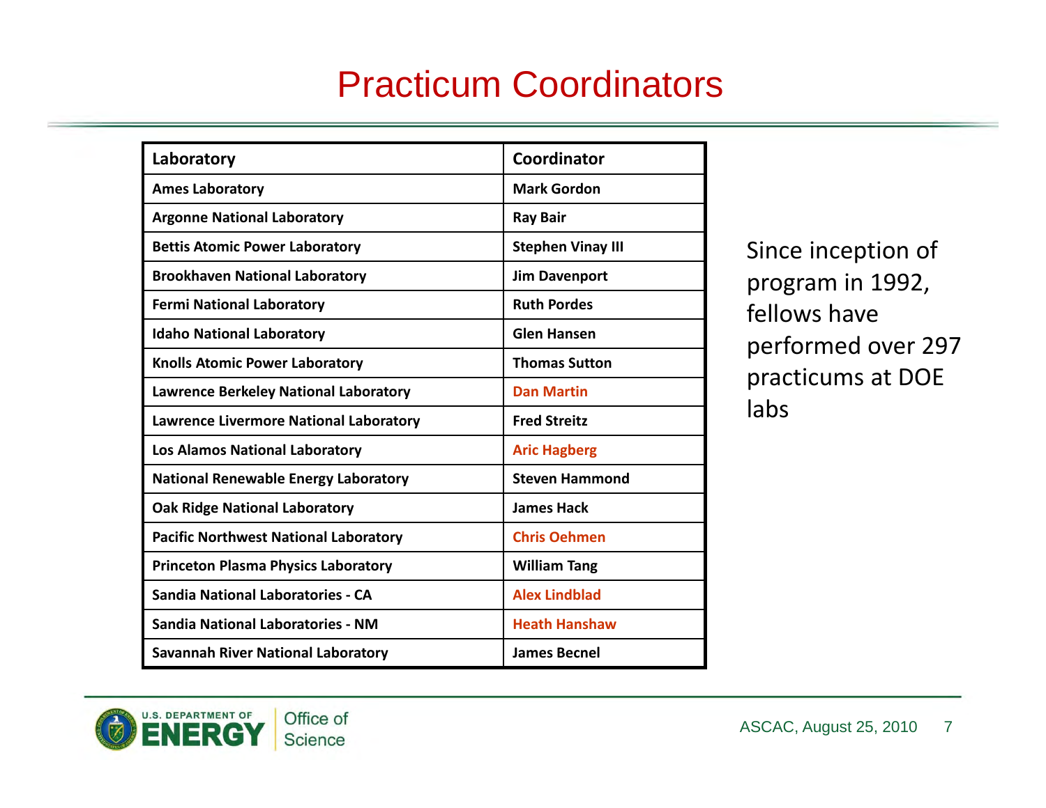# Practicum Coordinators

| Laboratory | Coordinator |
|---|---|
| Ames Laboratory | Mark Gordon |
| Argonne National Laboratory | Ray Bair |
| Bettis Atomic Power Laboratory | Stephen Vinay III |
| Brookhaven National Laboratory | Jim Davenport |
| Fermi National Laboratory | Ruth Pordes |
| Idaho National Laboratory | Glen Hansen |
| Knolls Atomic Power Laboratory | Thomas Sutton |
| Lawrence Berkeley National Laboratory | Dan Martin |
| Lawrence Livermore National Laboratory | Fred Streitz |
| Los Alamos National Laboratory | Aric Hagberg |
| National Renewable Energy Laboratory | Steven Hammond |
| Oak Ridge National Laboratory | James Hack |
| Pacific Northwest National Laboratory | Chris Oehmen |
| Princeton Plasma Physics Laboratory | William Tang |
| Sandia National Laboratories - CA | Alex Lindblad |
| Sandia National Laboratories - NM | Heath Hanshaw |
| Savannah River National Laboratory | James Becnel |

Since inception of program in 1992, fellows have performed over 297 practicums at DOE labs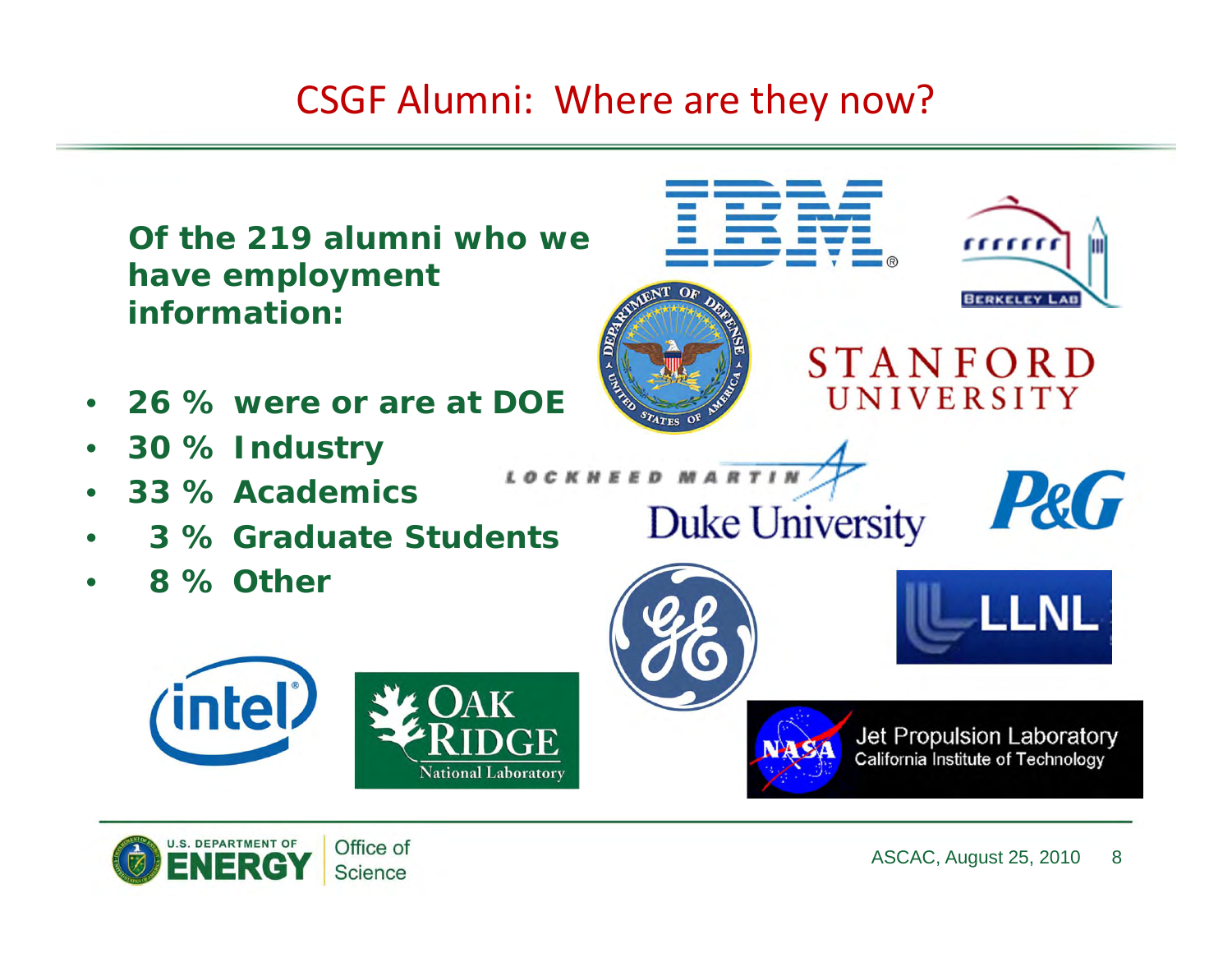# CSGF Alumni: Where are they now?

**Of the 219 alumni who we have employment information:**

- **26 % were or are at DOE**
- **30 % Industry**
- **33 % Academics**
- **3 % Graduate Students**
- **8 % Other**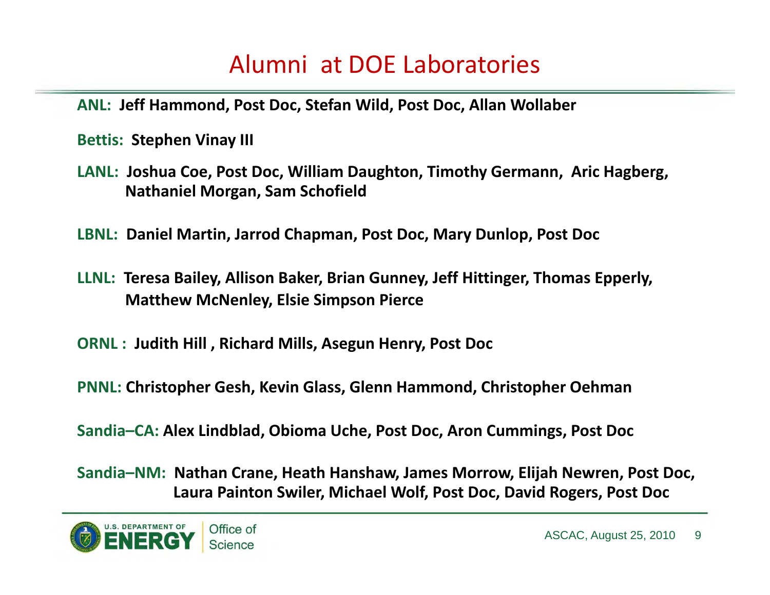# Alumni at DOE Laboratories

**ANL:** **Jeff Hammond, Post Doc, Stefan Wild, Post Doc, Allan Wollaber**

**Bettis:** **Stephen Vinay III**

**LANL:** **Joshua Coe, Post Doc, William Daughton, Timothy Germann, Aric Hagberg, Nathaniel Morgan, Sam Schofield**

**LBNL:** **Daniel Martin, Jarrod Chapman, Post Doc, Mary Dunlop, Post Doc**

**LLNL:** **Teresa Bailey, Allison Baker, Brian Gunney, Jeff Hittinger, Thomas Epperly, Matthew McNenley, Elsie Simpson Pierce**

**ORNL :** **Judith Hill , Richard Mills, Asegun Henry, Post Doc**

**PNNL:** **Christopher Gesh, Kevin Glass, Glenn Hammond, Christopher Oehman**

**Sandia–CA:** **Alex Lindblad, Obioma Uche, Post Doc, Aron Cummings, Post Doc**

**Sandia–NM:** **Nathan Crane, Heath Hanshaw, James Morrow, Elijah Newren, Post Doc, Laura Painton Swiler, Michael Wolf, Post Doc, David Rogers, Post Doc**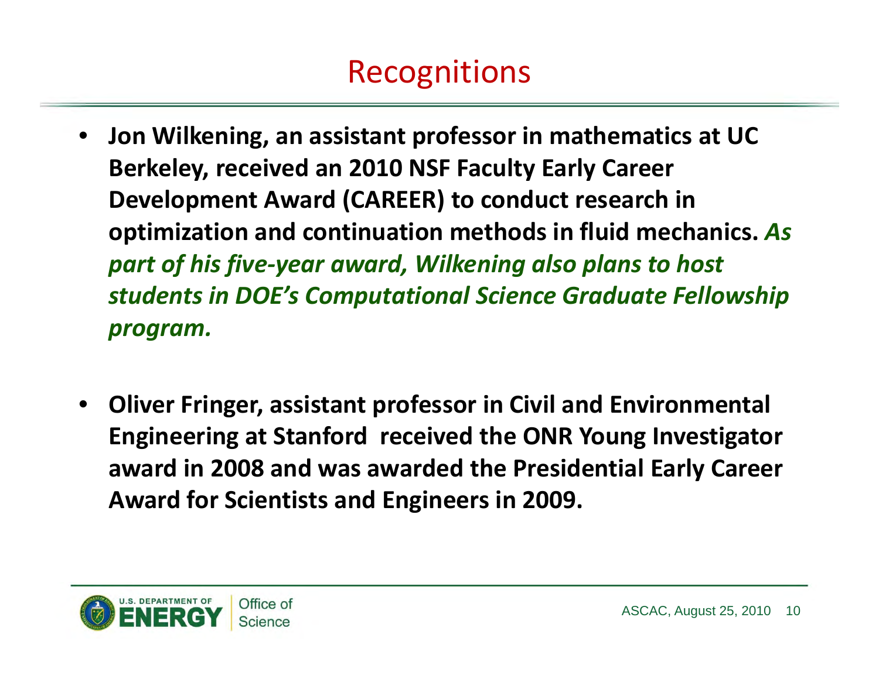# Recognitions

- **Jon Wilkening, an assistant professor in mathematics at UC Berkeley, received an 2010 NSF Faculty Early Career Development Award (CAREER) to conduct research in optimization and continuation methods in fluid mechanics.** ***As part of his five-year award, Wilkening also plans to host students in DOE's Computational Science Graduate Fellowship program.***

- **Oliver Fringer, assistant professor in Civil and Environmental Engineering at Stanford received the ONR Young Investigator award in 2008 and was awarded the Presidential Early Career Award for Scientists and Engineers in 2009.**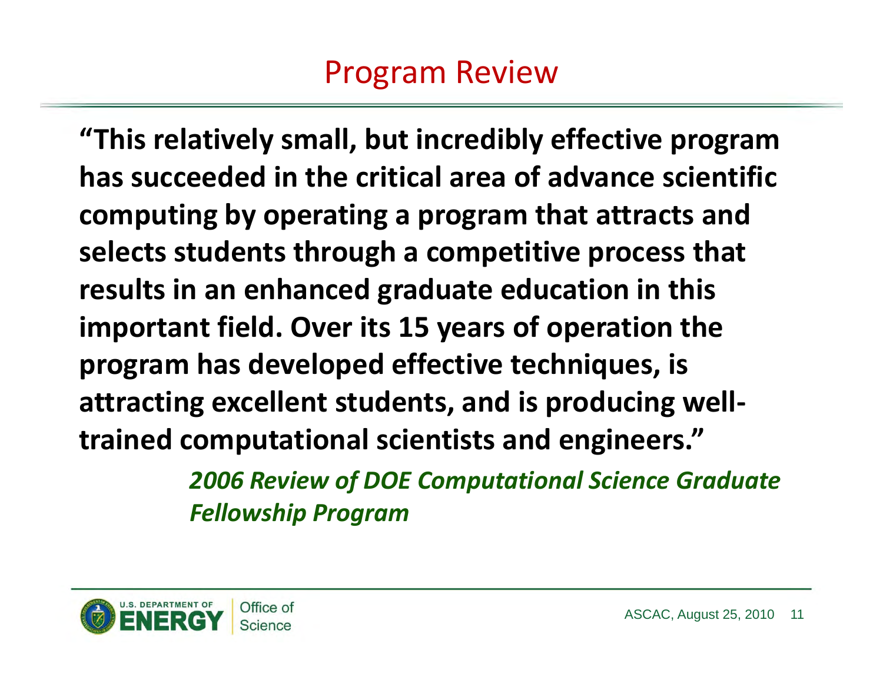# Program Review

**"This relatively small, but incredibly effective program has succeeded in the critical area of advance scientific computing by operating a program that attracts and selects students through a competitive process that results in an enhanced graduate education in this important field. Over its 15 years of operation the program has developed effective techniques, is attracting excellent students, and is producing well-trained computational scientists and engineers."**

***2006 Review of DOE Computational Science Graduate Fellowship Program***